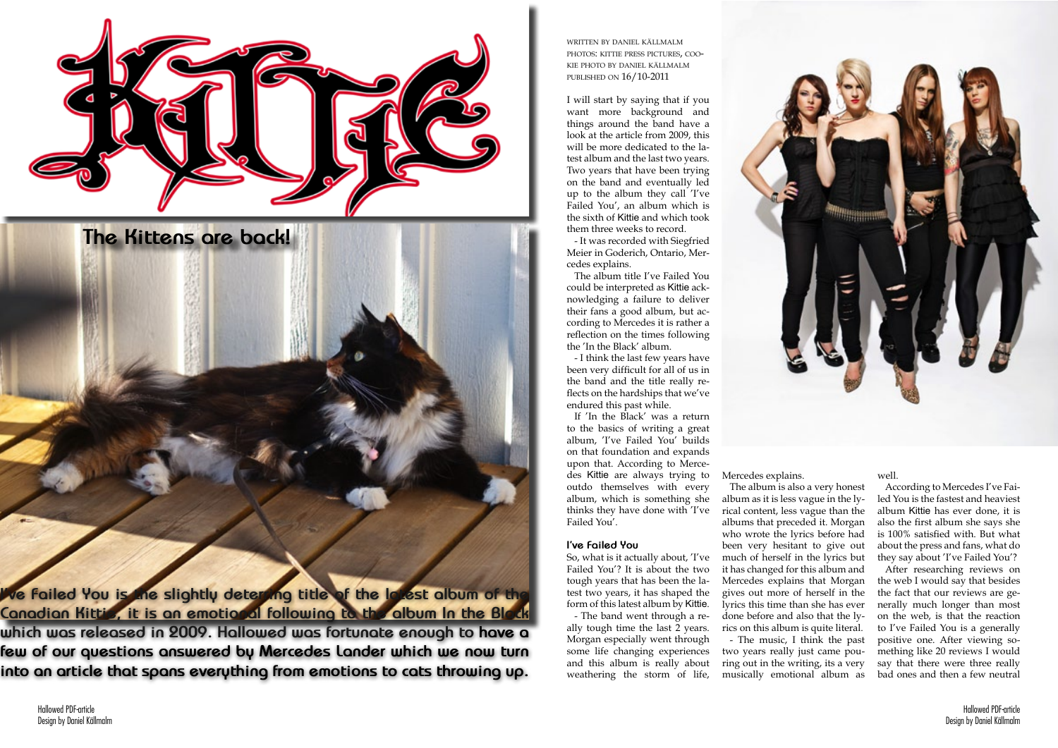# Kittie

## The Kittens are back!

**I've Failed You is the slightly deterring title of the latest album of the Canadian Kittie, it is an emotional following to the album In the Black which was released in 2009. Hallowed was fortunate enough to have a few of our questions answered by Mercedes Lander which we now turn into an article that spans everything from emotions to cats throwing up.**

WRITTEN BY DANIEL KÄLLMALM
PHOTOS: KITTIE PRESS PICTURES, COOKIE PHOTO BY DANIEL KÄLLMALM
PUBLISHED ON 16/10-2011

I will start by saying that if you want more background and things around the band have a look at the article from 2009, this will be more dedicated to the latest album and the last two years. Two years that have been trying on the band and eventually led up to the album they call 'I've Failed You', an album which is the sixth of Kittie and which took them three weeks to record.

- It was recorded with Siegfried Meier in Goderich, Ontario, Mercedes explains.

The album title I've Failed You could be interpreted as Kittie acknowledging a failure to deliver their fans a good album, but according to Mercedes it is rather a reflection on the times following the 'In the Black' album.

- I think the last few years have been very difficult for all of us in the band and the title really reflects on the hardships that we've endured this past while.

If 'In the Black' was a return to the basics of writing a great album, 'I've Failed You' builds on that foundation and expands upon that. According to Mercedes Kittie are always trying to outdo themselves with every album, which is something she thinks they have done with 'I've Failed You'.

### I've Failed You

So, what is it actually about, 'I've Failed You'? It is about the two tough years that has been the latest two years, it has shaped the form of this latest album by Kittie.

- The band went through a really tough time the last 2 years. Morgan especially went through some life changing experiences and this album is really about weathering the storm of life, Mercedes explains.

The album is also a very honest album as it is less vague in the lyrical content, less vague than the albums that preceded it. Morgan who wrote the lyrics before had been very hesitant to give out much of herself in the lyrics but it has changed for this album and Mercedes explains that Morgan gives out more of herself in the lyrics this time than she has ever done before and also that the lyrics on this album is quite literal.

- The music, I think the past two years really just came pouring out in the writing, its a very musically emotional album as well.

According to Mercedes I've Failed You is the fastest and heaviest album Kittie has ever done, it is also the first album she says she is 100% satisfied with. But what about the press and fans, what do they say about 'I've Failed You'?

After researching reviews on the web I would say that besides the fact that our reviews are generally much longer than most on the web, is that the reaction to I've Failed You is a generally positive one. After viewing something like 20 reviews I would say that there were three really bad ones and then a few neutral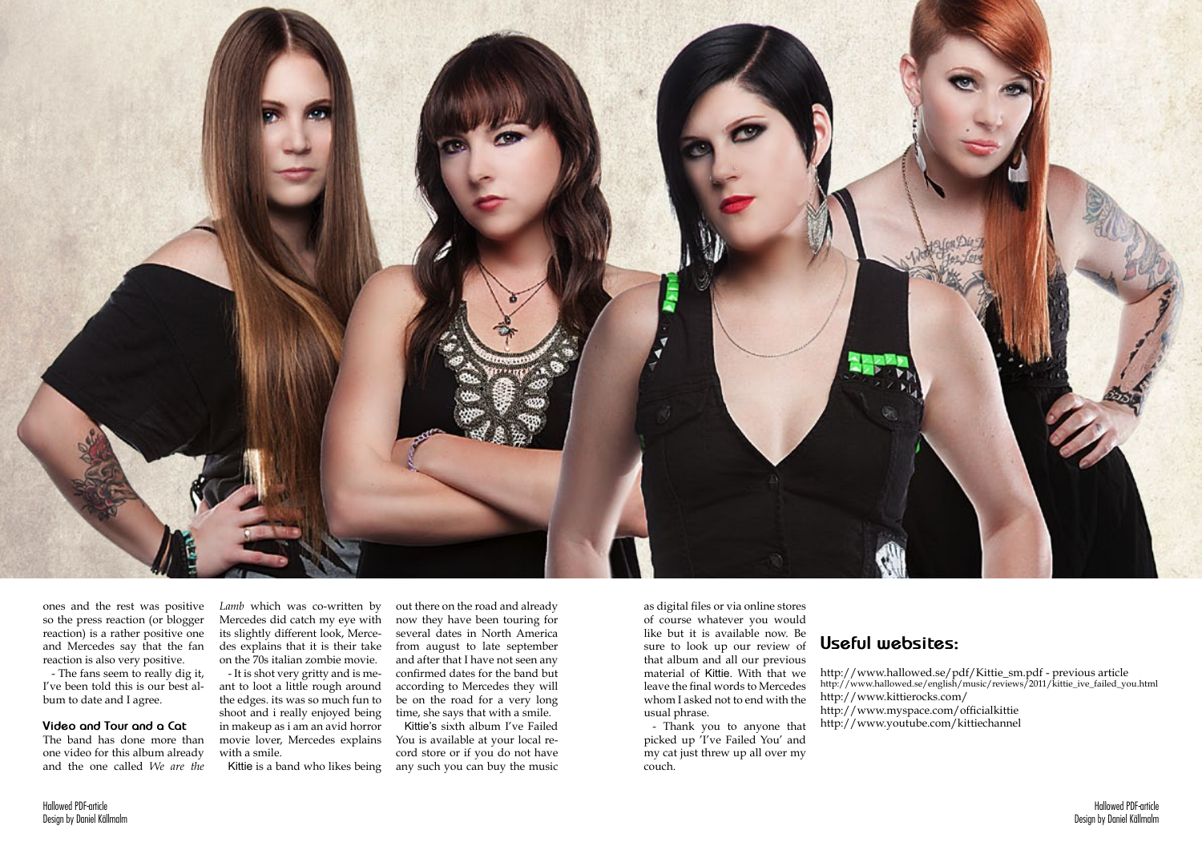ones and the rest was positive so the press reaction (or blogger reaction) is a rather positive one and Mercedes say that the fan reaction is also very positive.

- The fans seem to really dig it, I've been told this is our best album to date and I agree.

### Video and Tour and a Cat

The band has done more than one video for this album already and the one called *We are the Lamb* which was co-written by Mercedes did catch my eye with its slightly different look, Mercedes explains that it is their take on the 70s italian zombie movie.

- It is shot very gritty and is meant to loot a little rough around the edges. its was so much fun to shoot and i really enjoyed being in makeup as i am an avid horror movie lover, Mercedes explains with a smile.

Kittie is a band who likes being out there on the road and already now they have been touring for several dates in North America from august to late september and after that I have not seen any confirmed dates for the band but according to Mercedes they will be on the road for a very long time, she says that with a smile.

Kittie's sixth album I've Failed You is available at your local record store or if you do not have any such you can buy the music as digital files or via online stores of course whatever you would like but it is available now. Be sure to look up our review of that album and all our previous material of Kittie. With that we leave the final words to Mercedes whom I asked not to end with the usual phrase.

- Thank you to anyone that picked up 'I've Failed You' and my cat just threw up all over my couch.

## Useful websites:

http://www.hallowed.se/pdf/Kittie_sm.pdf - previous article
http://www.hallowed.se/english/music/reviews/2011/kittie_ive_failed_you.html
http://www.kittierocks.com/
http://www.myspace.com/officialkittie
http://www.youtube.com/kittiechannel